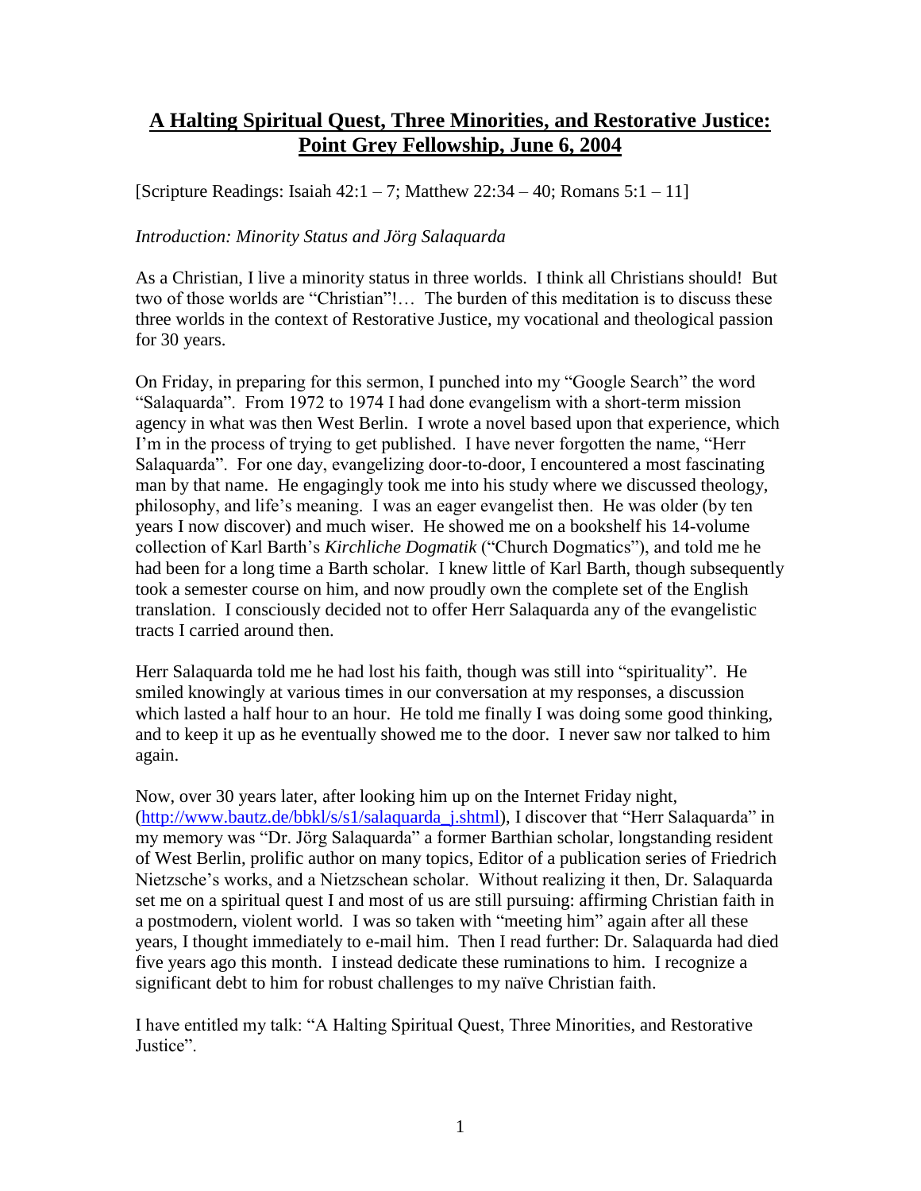# **A Halting Spiritual Quest, Three Minorities, and Restorative Justice: Point Grey Fellowship, June 6, 2004**

[Scripture Readings: Isaiah 42:1 – 7; Matthew 22:34 – 40; Romans 5:1 – 11]

*Introduction: Minority Status and Jörg Salaquarda*

As a Christian, I live a minority status in three worlds. I think all Christians should! But two of those worlds are "Christian"!… The burden of this meditation is to discuss these three worlds in the context of Restorative Justice, my vocational and theological passion for 30 years.

On Friday, in preparing for this sermon, I punched into my "Google Search" the word "Salaquarda". From 1972 to 1974 I had done evangelism with a short-term mission agency in what was then West Berlin. I wrote a novel based upon that experience, which I'm in the process of trying to get published. I have never forgotten the name, "Herr Salaquarda". For one day, evangelizing door-to-door, I encountered a most fascinating man by that name. He engagingly took me into his study where we discussed theology, philosophy, and life's meaning. I was an eager evangelist then. He was older (by ten years I now discover) and much wiser. He showed me on a bookshelf his 14-volume collection of Karl Barth's *Kirchliche Dogmatik* ("Church Dogmatics"), and told me he had been for a long time a Barth scholar. I knew little of Karl Barth, though subsequently took a semester course on him, and now proudly own the complete set of the English translation. I consciously decided not to offer Herr Salaquarda any of the evangelistic tracts I carried around then.

Herr Salaquarda told me he had lost his faith, though was still into "spirituality". He smiled knowingly at various times in our conversation at my responses, a discussion which lasted a half hour to an hour. He told me finally I was doing some good thinking, and to keep it up as he eventually showed me to the door. I never saw nor talked to him again.

Now, over 30 years later, after looking him up on the Internet Friday night, (http://www.bautz.de/bbkl/s/s1/salaquarda_j.shtml), I discover that "Herr Salaquarda" in my memory was "Dr. Jörg Salaquarda" a former Barthian scholar, longstanding resident of West Berlin, prolific author on many topics, Editor of a publication series of Friedrich Nietzsche's works, and a Nietzschean scholar. Without realizing it then, Dr. Salaquarda set me on a spiritual quest I and most of us are still pursuing: affirming Christian faith in a postmodern, violent world. I was so taken with "meeting him" again after all these years, I thought immediately to e-mail him. Then I read further: Dr. Salaquarda had died five years ago this month. I instead dedicate these ruminations to him. I recognize a significant debt to him for robust challenges to my naïve Christian faith.

I have entitled my talk: "A Halting Spiritual Quest, Three Minorities, and Restorative Justice".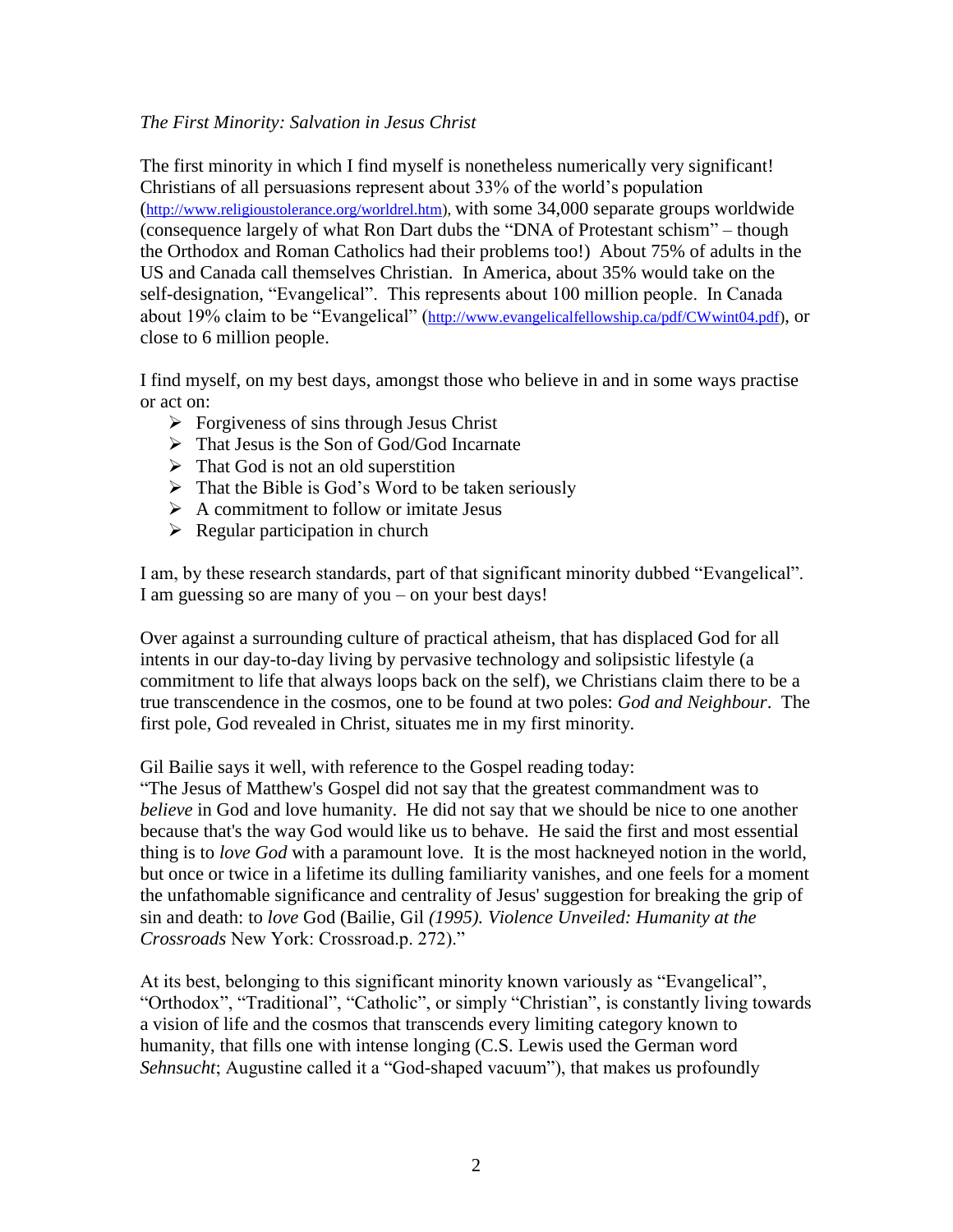*The First Minority: Salvation in Jesus Christ*

The first minority in which I find myself is nonetheless numerically very significant! Christians of all persuasions represent about 33% of the world's population (http://www.religioustolerance.org/worldrel.htm), with some 34,000 separate groups worldwide (consequence largely of what Ron Dart dubs the "DNA of Protestant schism" – though the Orthodox and Roman Catholics had their problems too!) About 75% of adults in the US and Canada call themselves Christian. In America, about 35% would take on the self-designation, "Evangelical". This represents about 100 million people. In Canada about 19% claim to be "Evangelical" (http://www.evangelicalfellowship.ca/pdf/CWwint04.pdf), or close to 6 million people.

I find myself, on my best days, amongst those who believe in and in some ways practise or act on:

- Forgiveness of sins through Jesus Christ
- That Jesus is the Son of God/God Incarnate
- That God is not an old superstition
- That the Bible is God's Word to be taken seriously
- A commitment to follow or imitate Jesus
- Regular participation in church

I am, by these research standards, part of that significant minority dubbed "Evangelical". I am guessing so are many of you – on your best days!

Over against a surrounding culture of practical atheism, that has displaced God for all intents in our day-to-day living by pervasive technology and solipsistic lifestyle (a commitment to life that always loops back on the self), we Christians claim there to be a true transcendence in the cosmos, one to be found at two poles: *God and Neighbour*. The first pole, God revealed in Christ, situates me in my first minority.

Gil Bailie says it well, with reference to the Gospel reading today:
"The Jesus of Matthew's Gospel did not say that the greatest commandment was to *believe* in God and love humanity. He did not say that we should be nice to one another because that's the way God would like us to behave. He said the first and most essential thing is to *love God* with a paramount love. It is the most hackneyed notion in the world, but once or twice in a lifetime its dulling familiarity vanishes, and one feels for a moment the unfathomable significance and centrality of Jesus' suggestion for breaking the grip of sin and death: to *love* God (Bailie, Gil *(1995). Violence Unveiled: Humanity at the Crossroads* New York: Crossroad.p. 272)."

At its best, belonging to this significant minority known variously as "Evangelical", "Orthodox", "Traditional", "Catholic", or simply "Christian", is constantly living towards a vision of life and the cosmos that transcends every limiting category known to humanity, that fills one with intense longing (C.S. Lewis used the German word *Sehnsucht*; Augustine called it a "God-shaped vacuum"), that makes us profoundly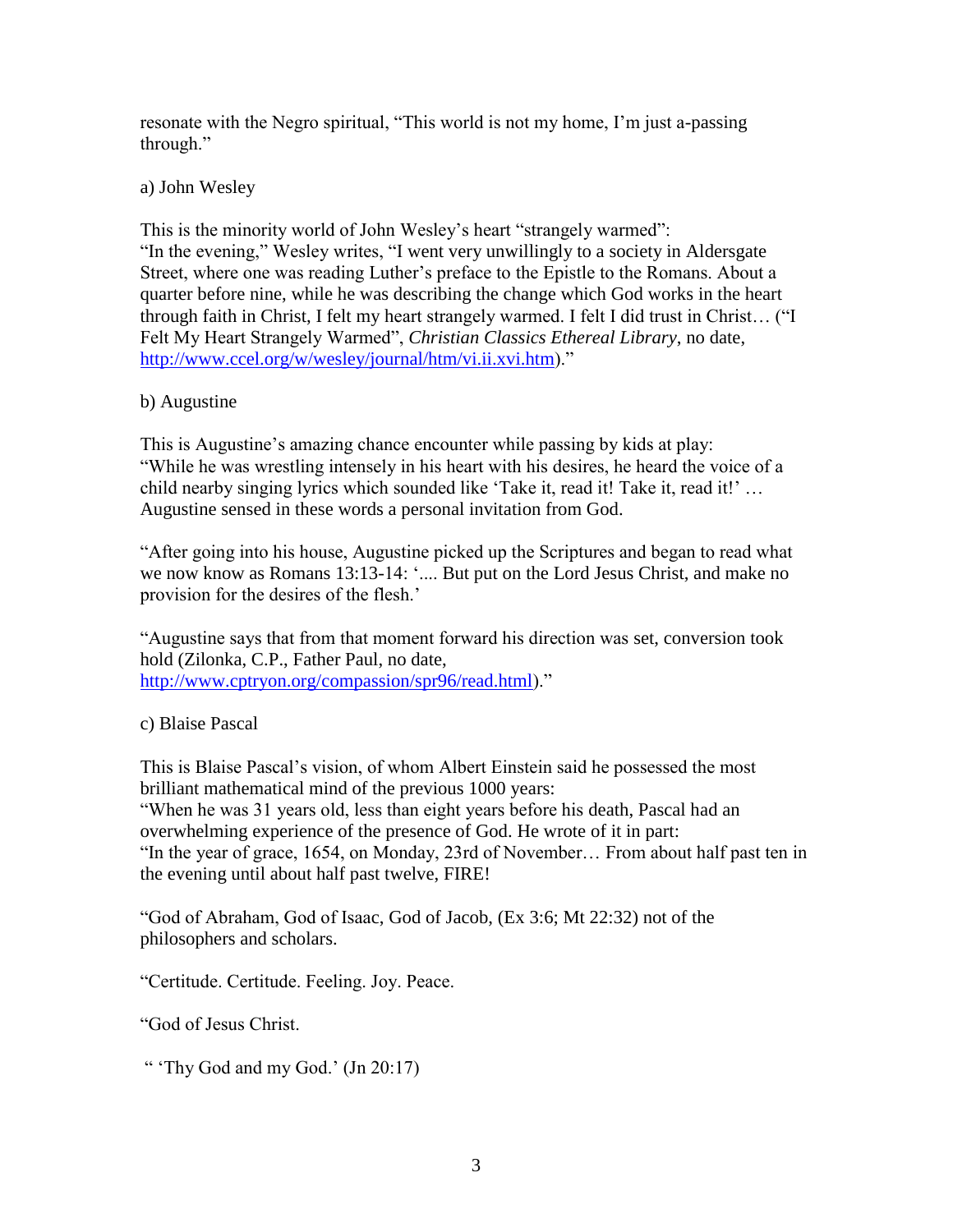resonate with the Negro spiritual, "This world is not my home, I'm just a-passing through."

a) John Wesley

This is the minority world of John Wesley's heart "strangely warmed":
"In the evening," Wesley writes, "I went very unwillingly to a society in Aldersgate Street, where one was reading Luther's preface to the Epistle to the Romans. About a quarter before nine, while he was describing the change which God works in the heart through faith in Christ, I felt my heart strangely warmed. I felt I did trust in Christ… ("I Felt My Heart Strangely Warmed", *Christian Classics Ethereal Library*, no date, http://www.ccel.org/w/wesley/journal/htm/vi.ii.xvi.htm)."

b) Augustine

This is Augustine's amazing chance encounter while passing by kids at play:
"While he was wrestling intensely in his heart with his desires, he heard the voice of a child nearby singing lyrics which sounded like 'Take it, read it! Take it, read it!' … Augustine sensed in these words a personal invitation from God.

"After going into his house, Augustine picked up the Scriptures and began to read what we now know as Romans 13:13-14: '.... But put on the Lord Jesus Christ, and make no provision for the desires of the flesh.'

"Augustine says that from that moment forward his direction was set, conversion took hold (Zilonka, C.P., Father Paul, no date, http://www.cptryon.org/compassion/spr96/read.html)."

c) Blaise Pascal

This is Blaise Pascal's vision, of whom Albert Einstein said he possessed the most brilliant mathematical mind of the previous 1000 years:
"When he was 31 years old, less than eight years before his death, Pascal had an overwhelming experience of the presence of God. He wrote of it in part:
"In the year of grace, 1654, on Monday, 23rd of November… From about half past ten in the evening until about half past twelve, FIRE!

"God of Abraham, God of Isaac, God of Jacob, (Ex 3:6; Mt 22:32) not of the philosophers and scholars.

"Certitude. Certitude. Feeling. Joy. Peace.

"God of Jesus Christ.

" 'Thy God and my God.' (Jn 20:17)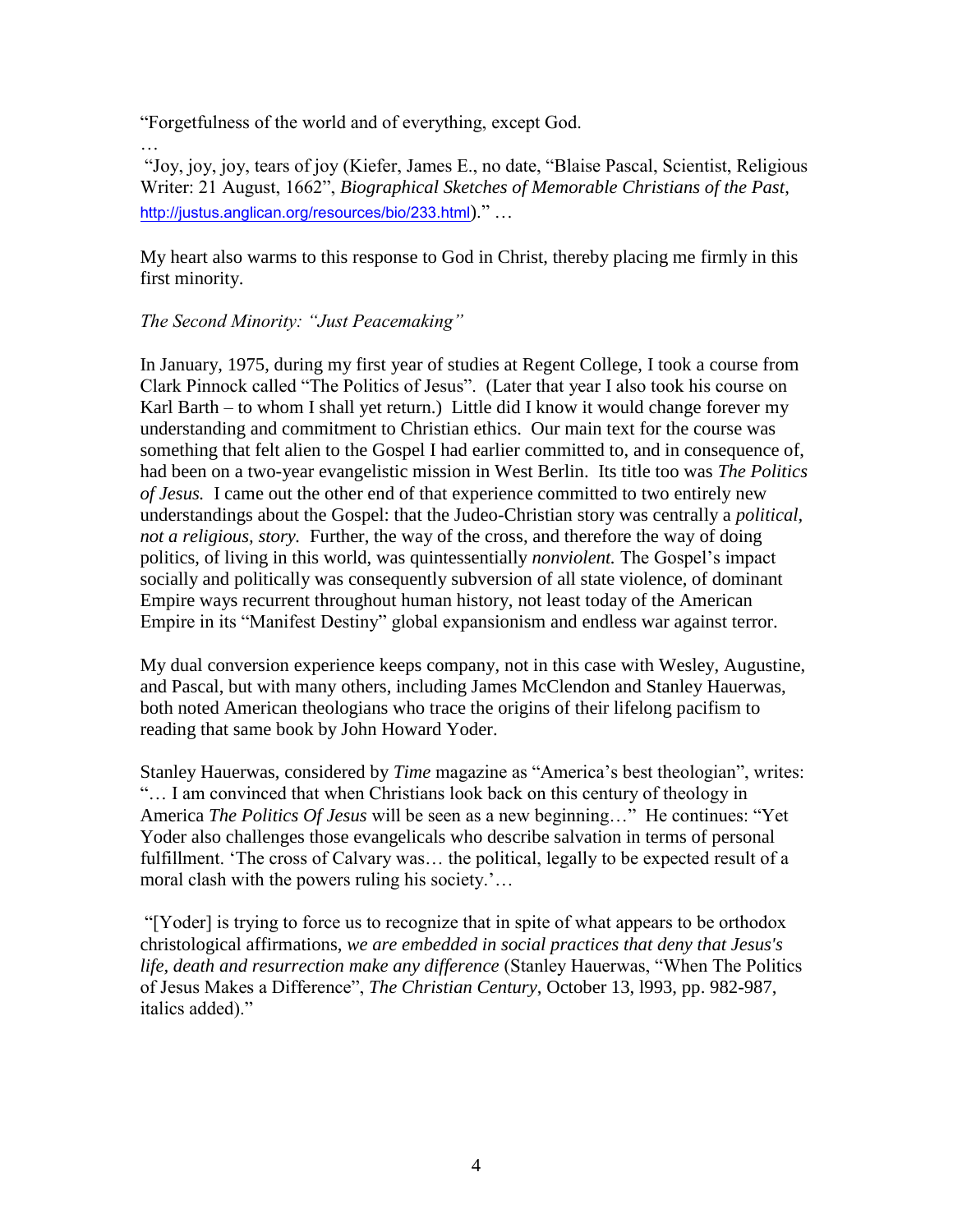"Forgetfulness of the world and of everything, except God.

…

"Joy, joy, joy, tears of joy (Kiefer, James E., no date, "Blaise Pascal, Scientist, Religious Writer: 21 August, 1662", *Biographical Sketches of Memorable Christians of the Past*, http://justus.anglican.org/resources/bio/233.html)." …

My heart also warms to this response to God in Christ, thereby placing me firmly in this first minority.

*The Second Minority: "Just Peacemaking"*

In January, 1975, during my first year of studies at Regent College, I took a course from Clark Pinnock called "The Politics of Jesus". (Later that year I also took his course on Karl Barth – to whom I shall yet return.) Little did I know it would change forever my understanding and commitment to Christian ethics. Our main text for the course was something that felt alien to the Gospel I had earlier committed to, and in consequence of, had been on a two-year evangelistic mission in West Berlin. Its title too was *The Politics of Jesus.* I came out the other end of that experience committed to two entirely new understandings about the Gospel: that the Judeo-Christian story was centrally a *political, not a religious, story.* Further, the way of the cross, and therefore the way of doing politics, of living in this world, was quintessentially *nonviolent.* The Gospel's impact socially and politically was consequently subversion of all state violence, of dominant Empire ways recurrent throughout human history, not least today of the American Empire in its "Manifest Destiny" global expansionism and endless war against terror.

My dual conversion experience keeps company, not in this case with Wesley, Augustine, and Pascal, but with many others, including James McClendon and Stanley Hauerwas, both noted American theologians who trace the origins of their lifelong pacifism to reading that same book by John Howard Yoder.

Stanley Hauerwas, considered by *Time* magazine as "America's best theologian", writes: "… I am convinced that when Christians look back on this century of theology in America *The Politics Of Jesus* will be seen as a new beginning…" He continues: "Yet Yoder also challenges those evangelicals who describe salvation in terms of personal fulfillment. 'The cross of Calvary was… the political, legally to be expected result of a moral clash with the powers ruling his society.'…

"[Yoder] is trying to force us to recognize that in spite of what appears to be orthodox christological affirmations, *we are embedded in social practices that deny that Jesus's life, death and resurrection make any difference* (Stanley Hauerwas, "When The Politics of Jesus Makes a Difference", *The Christian Century*, October 13, l993, pp. 982-987, italics added)."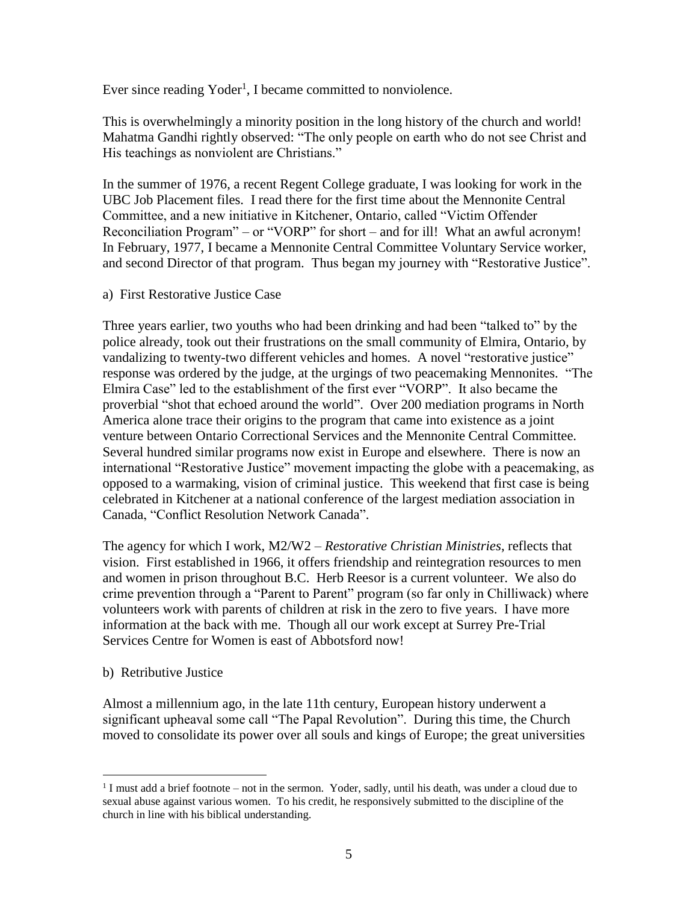Ever since reading Yoder[1], I became committed to nonviolence.

This is overwhelmingly a minority position in the long history of the church and world! Mahatma Gandhi rightly observed: "The only people on earth who do not see Christ and His teachings as nonviolent are Christians."

In the summer of 1976, a recent Regent College graduate, I was looking for work in the UBC Job Placement files. I read there for the first time about the Mennonite Central Committee, and a new initiative in Kitchener, Ontario, called "Victim Offender Reconciliation Program" – or "VORP" for short – and for ill! What an awful acronym! In February, 1977, I became a Mennonite Central Committee Voluntary Service worker, and second Director of that program. Thus began my journey with "Restorative Justice".

a) First Restorative Justice Case

Three years earlier, two youths who had been drinking and had been "talked to" by the police already, took out their frustrations on the small community of Elmira, Ontario, by vandalizing to twenty-two different vehicles and homes. A novel "restorative justice" response was ordered by the judge, at the urgings of two peacemaking Mennonites. "The Elmira Case" led to the establishment of the first ever "VORP". It also became the proverbial "shot that echoed around the world". Over 200 mediation programs in North America alone trace their origins to the program that came into existence as a joint venture between Ontario Correctional Services and the Mennonite Central Committee. Several hundred similar programs now exist in Europe and elsewhere. There is now an international "Restorative Justice" movement impacting the globe with a peacemaking, as opposed to a warmaking, vision of criminal justice. This weekend that first case is being celebrated in Kitchener at a national conference of the largest mediation association in Canada, "Conflict Resolution Network Canada".

The agency for which I work, M2/W2 – *Restorative Christian Ministries*, reflects that vision. First established in 1966, it offers friendship and reintegration resources to men and women in prison throughout B.C. Herb Reesor is a current volunteer. We also do crime prevention through a "Parent to Parent" program (so far only in Chilliwack) where volunteers work with parents of children at risk in the zero to five years. I have more information at the back with me. Though all our work except at Surrey Pre-Trial Services Centre for Women is east of Abbotsford now!

b) Retributive Justice

Almost a millennium ago, in the late 11th century, European history underwent a significant upheaval some call "The Papal Revolution". During this time, the Church moved to consolidate its power over all souls and kings of Europe; the great universities

---

[1] I must add a brief footnote – not in the sermon. Yoder, sadly, until his death, was under a cloud due to sexual abuse against various women. To his credit, he responsively submitted to the discipline of the church in line with his biblical understanding.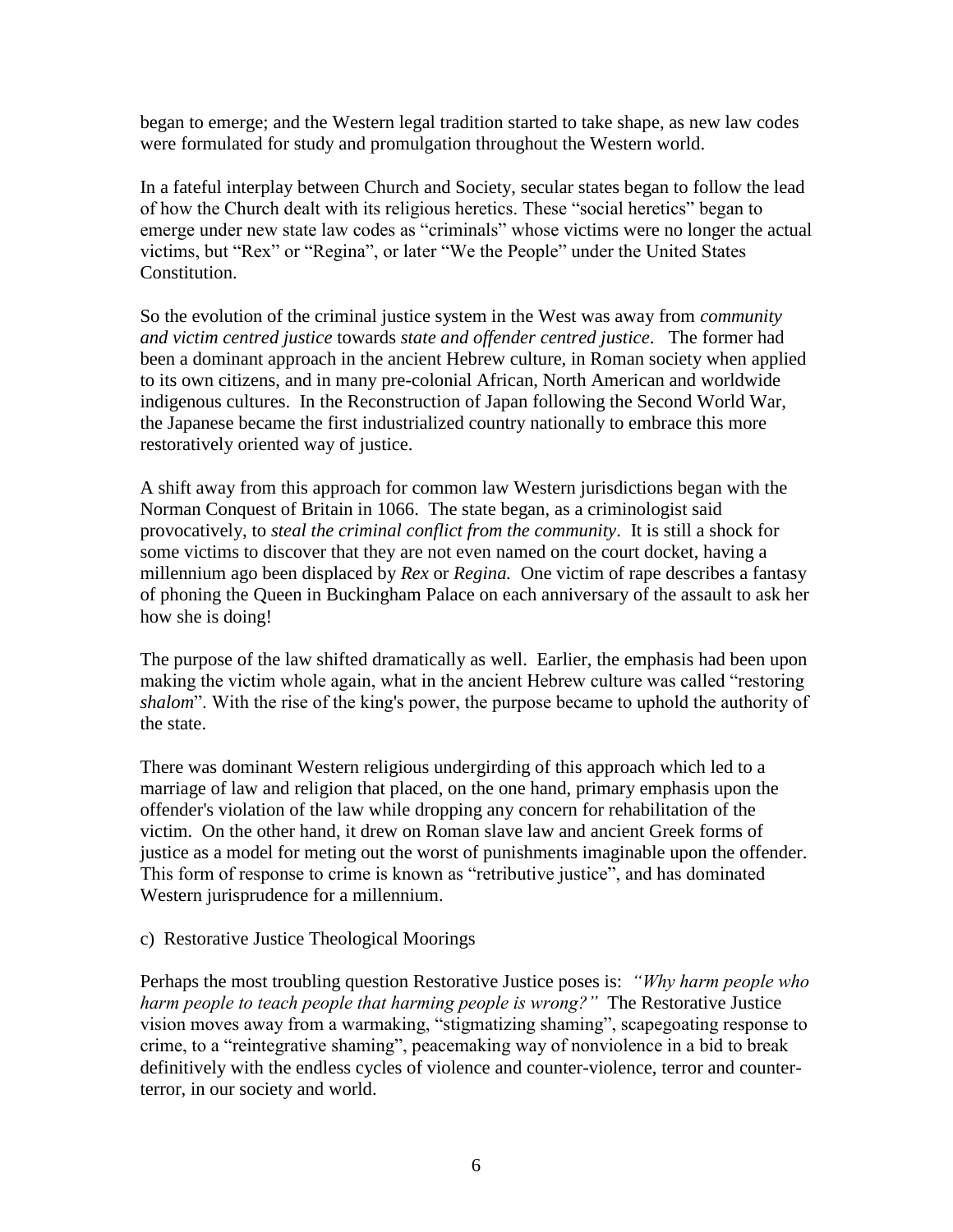began to emerge; and the Western legal tradition started to take shape, as new law codes were formulated for study and promulgation throughout the Western world.

In a fateful interplay between Church and Society, secular states began to follow the lead of how the Church dealt with its religious heretics. These "social heretics" began to emerge under new state law codes as "criminals" whose victims were no longer the actual victims, but "Rex" or "Regina", or later "We the People" under the United States Constitution.

So the evolution of the criminal justice system in the West was away from *community and victim centred justice* towards *state and offender centred justice*. The former had been a dominant approach in the ancient Hebrew culture, in Roman society when applied to its own citizens, and in many pre-colonial African, North American and worldwide indigenous cultures. In the Reconstruction of Japan following the Second World War, the Japanese became the first industrialized country nationally to embrace this more restoratively oriented way of justice.

A shift away from this approach for common law Western jurisdictions began with the Norman Conquest of Britain in 1066. The state began, as a criminologist said provocatively, to *steal the criminal conflict from the community*. It is still a shock for some victims to discover that they are not even named on the court docket, having a millennium ago been displaced by *Rex* or *Regina.* One victim of rape describes a fantasy of phoning the Queen in Buckingham Palace on each anniversary of the assault to ask her how she is doing!

The purpose of the law shifted dramatically as well. Earlier, the emphasis had been upon making the victim whole again, what in the ancient Hebrew culture was called "restoring *shalom*". With the rise of the king's power, the purpose became to uphold the authority of the state.

There was dominant Western religious undergirding of this approach which led to a marriage of law and religion that placed, on the one hand, primary emphasis upon the offender's violation of the law while dropping any concern for rehabilitation of the victim. On the other hand, it drew on Roman slave law and ancient Greek forms of justice as a model for meting out the worst of punishments imaginable upon the offender. This form of response to crime is known as "retributive justice", and has dominated Western jurisprudence for a millennium.

c) Restorative Justice Theological Moorings

Perhaps the most troubling question Restorative Justice poses is: *"Why harm people who harm people to teach people that harming people is wrong?"* The Restorative Justice vision moves away from a warmaking, "stigmatizing shaming", scapegoating response to crime, to a "reintegrative shaming", peacemaking way of nonviolence in a bid to break definitively with the endless cycles of violence and counter-violence, terror and counter-terror, in our society and world.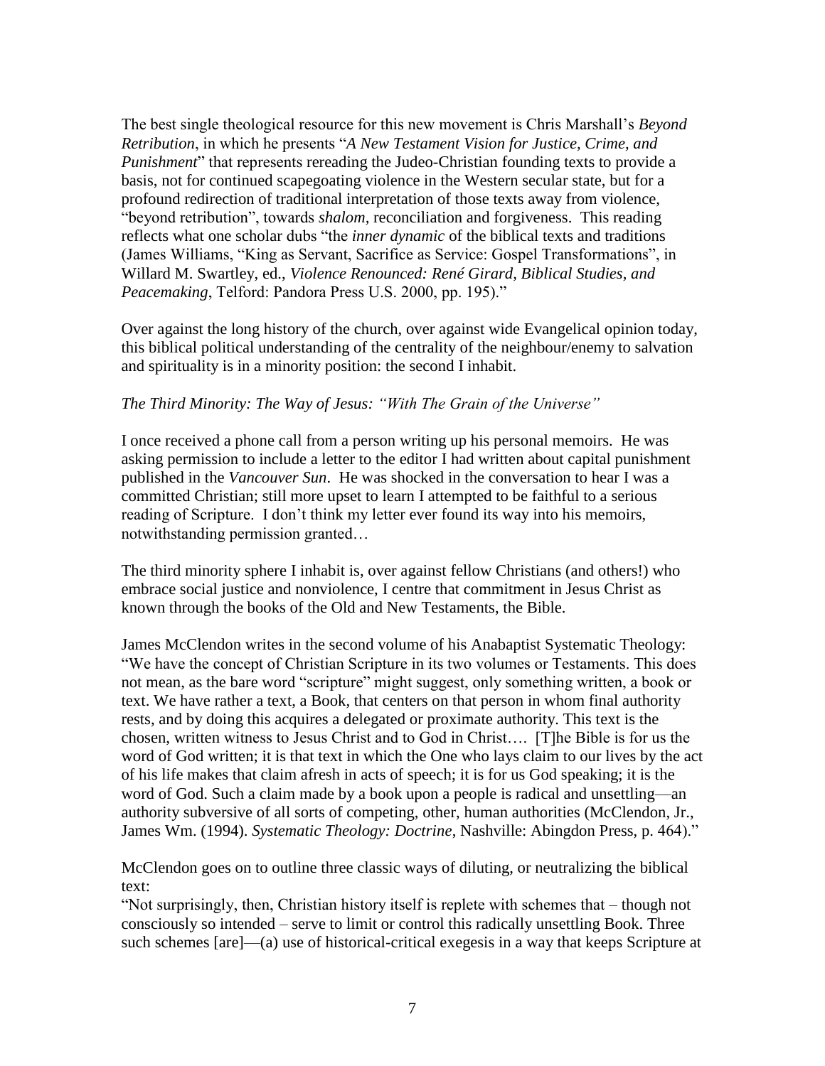The best single theological resource for this new movement is Chris Marshall's *Beyond Retribution*, in which he presents "*A New Testament Vision for Justice, Crime, and Punishment*" that represents rereading the Judeo-Christian founding texts to provide a basis, not for continued scapegoating violence in the Western secular state, but for a profound redirection of traditional interpretation of those texts away from violence, "beyond retribution", towards *shalom,* reconciliation and forgiveness. This reading reflects what one scholar dubs "the *inner dynamic* of the biblical texts and traditions (James Williams, "King as Servant, Sacrifice as Service: Gospel Transformations", in Willard M. Swartley, ed., *Violence Renounced: René Girard, Biblical Studies, and Peacemaking*, Telford: Pandora Press U.S. 2000, pp. 195)."

Over against the long history of the church, over against wide Evangelical opinion today, this biblical political understanding of the centrality of the neighbour/enemy to salvation and spirituality is in a minority position: the second I inhabit.

*The Third Minority: The Way of Jesus: "With The Grain of the Universe"*

I once received a phone call from a person writing up his personal memoirs. He was asking permission to include a letter to the editor I had written about capital punishment published in the *Vancouver Sun*. He was shocked in the conversation to hear I was a committed Christian; still more upset to learn I attempted to be faithful to a serious reading of Scripture. I don't think my letter ever found its way into his memoirs, notwithstanding permission granted…

The third minority sphere I inhabit is, over against fellow Christians (and others!) who embrace social justice and nonviolence, I centre that commitment in Jesus Christ as known through the books of the Old and New Testaments, the Bible.

James McClendon writes in the second volume of his Anabaptist Systematic Theology: "We have the concept of Christian Scripture in its two volumes or Testaments. This does not mean, as the bare word "scripture" might suggest, only something written, a book or text. We have rather a text, a Book, that centers on that person in whom final authority rests, and by doing this acquires a delegated or proximate authority. This text is the chosen, written witness to Jesus Christ and to God in Christ…. [T]he Bible is for us the word of God written; it is that text in which the One who lays claim to our lives by the act of his life makes that claim afresh in acts of speech; it is for us God speaking; it is the word of God. Such a claim made by a book upon a people is radical and unsettling—an authority subversive of all sorts of competing, other, human authorities (McClendon, Jr., James Wm. (1994). *Systematic Theology: Doctrine*, Nashville: Abingdon Press, p. 464)."

McClendon goes on to outline three classic ways of diluting, or neutralizing the biblical text:

"Not surprisingly, then, Christian history itself is replete with schemes that – though not consciously so intended – serve to limit or control this radically unsettling Book. Three such schemes [are]—(a) use of historical-critical exegesis in a way that keeps Scripture at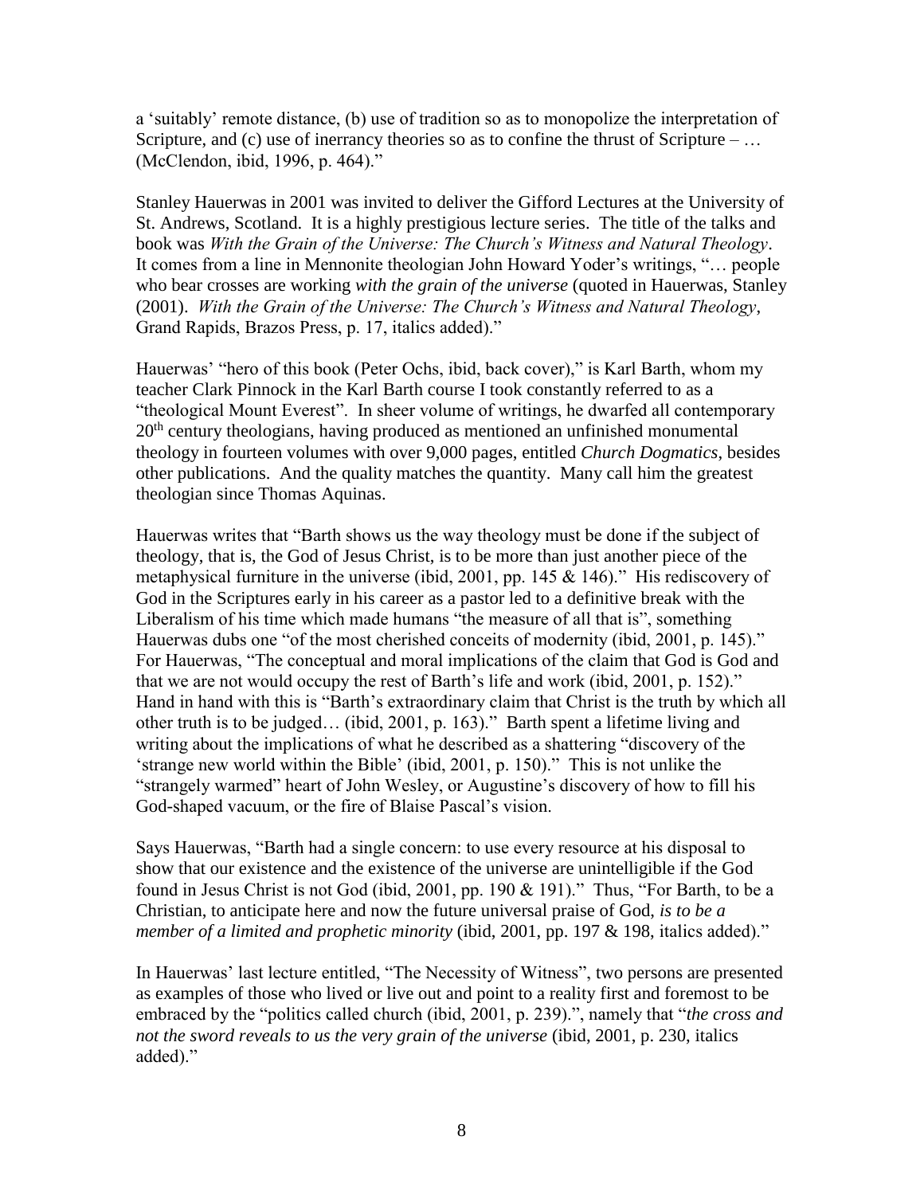a 'suitably' remote distance, (b) use of tradition so as to monopolize the interpretation of Scripture, and (c) use of inerrancy theories so as to confine the thrust of Scripture – … (McClendon, ibid, 1996, p. 464)."

Stanley Hauerwas in 2001 was invited to deliver the Gifford Lectures at the University of St. Andrews, Scotland. It is a highly prestigious lecture series. The title of the talks and book was *With the Grain of the Universe: The Church's Witness and Natural Theology*. It comes from a line in Mennonite theologian John Howard Yoder's writings, "… people who bear crosses are working *with the grain of the universe* (quoted in Hauerwas, Stanley (2001). *With the Grain of the Universe: The Church's Witness and Natural Theology*, Grand Rapids, Brazos Press, p. 17, italics added)."

Hauerwas' "hero of this book (Peter Ochs, ibid, back cover)," is Karl Barth, whom my teacher Clark Pinnock in the Karl Barth course I took constantly referred to as a "theological Mount Everest". In sheer volume of writings, he dwarfed all contemporary 20th century theologians, having produced as mentioned an unfinished monumental theology in fourteen volumes with over 9,000 pages, entitled *Church Dogmatics*, besides other publications. And the quality matches the quantity. Many call him the greatest theologian since Thomas Aquinas.

Hauerwas writes that "Barth shows us the way theology must be done if the subject of theology, that is, the God of Jesus Christ, is to be more than just another piece of the metaphysical furniture in the universe (ibid, 2001, pp. 145 & 146)." His rediscovery of God in the Scriptures early in his career as a pastor led to a definitive break with the Liberalism of his time which made humans "the measure of all that is", something Hauerwas dubs one "of the most cherished conceits of modernity (ibid, 2001, p. 145)." For Hauerwas, "The conceptual and moral implications of the claim that God is God and that we are not would occupy the rest of Barth's life and work (ibid, 2001, p. 152)." Hand in hand with this is "Barth's extraordinary claim that Christ is the truth by which all other truth is to be judged… (ibid, 2001, p. 163)." Barth spent a lifetime living and writing about the implications of what he described as a shattering "discovery of the 'strange new world within the Bible' (ibid, 2001, p. 150)." This is not unlike the "strangely warmed" heart of John Wesley, or Augustine's discovery of how to fill his God-shaped vacuum, or the fire of Blaise Pascal's vision.

Says Hauerwas, "Barth had a single concern: to use every resource at his disposal to show that our existence and the existence of the universe are unintelligible if the God found in Jesus Christ is not God (ibid, 2001, pp. 190 & 191)." Thus, "For Barth, to be a Christian, to anticipate here and now the future universal praise of God, *is to be a member of a limited and prophetic minority* (ibid, 2001, pp. 197 & 198, italics added)."

In Hauerwas' last lecture entitled, "The Necessity of Witness", two persons are presented as examples of those who lived or live out and point to a reality first and foremost to be embraced by the "politics called church (ibid, 2001, p. 239).", namely that "*the cross and not the sword reveals to us the very grain of the universe* (ibid, 2001, p. 230, italics added)."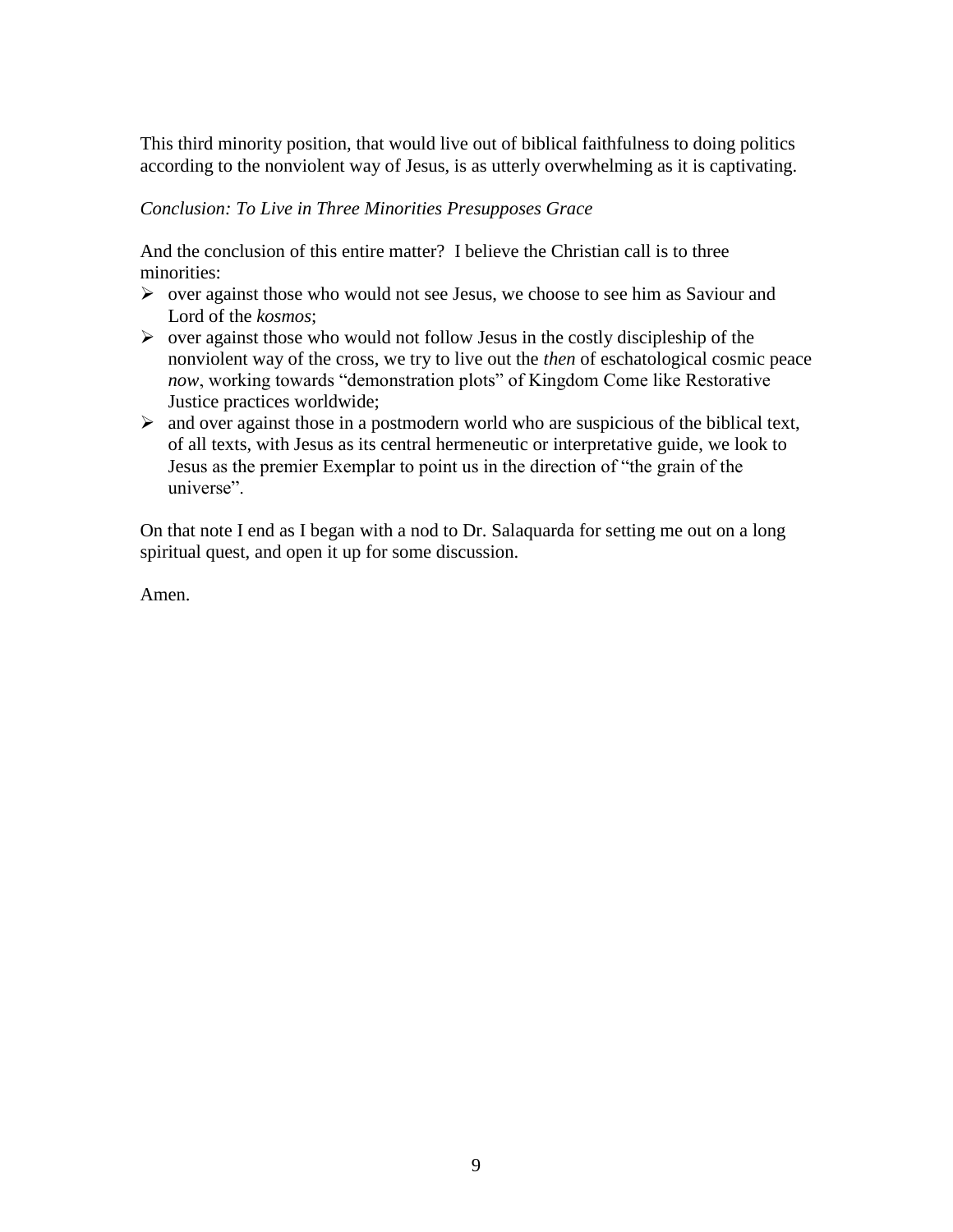This third minority position, that would live out of biblical faithfulness to doing politics according to the nonviolent way of Jesus, is as utterly overwhelming as it is captivating.

*Conclusion: To Live in Three Minorities Presupposes Grace*

And the conclusion of this entire matter? I believe the Christian call is to three minorities:

- over against those who would not see Jesus, we choose to see him as Saviour and Lord of the *kosmos*;
- over against those who would not follow Jesus in the costly discipleship of the nonviolent way of the cross, we try to live out the *then* of eschatological cosmic peace *now*, working towards "demonstration plots" of Kingdom Come like Restorative Justice practices worldwide;
- and over against those in a postmodern world who are suspicious of the biblical text, of all texts, with Jesus as its central hermeneutic or interpretative guide, we look to Jesus as the premier Exemplar to point us in the direction of "the grain of the universe".

On that note I end as I began with a nod to Dr. Salaquarda for setting me out on a long spiritual quest, and open it up for some discussion.

Amen.